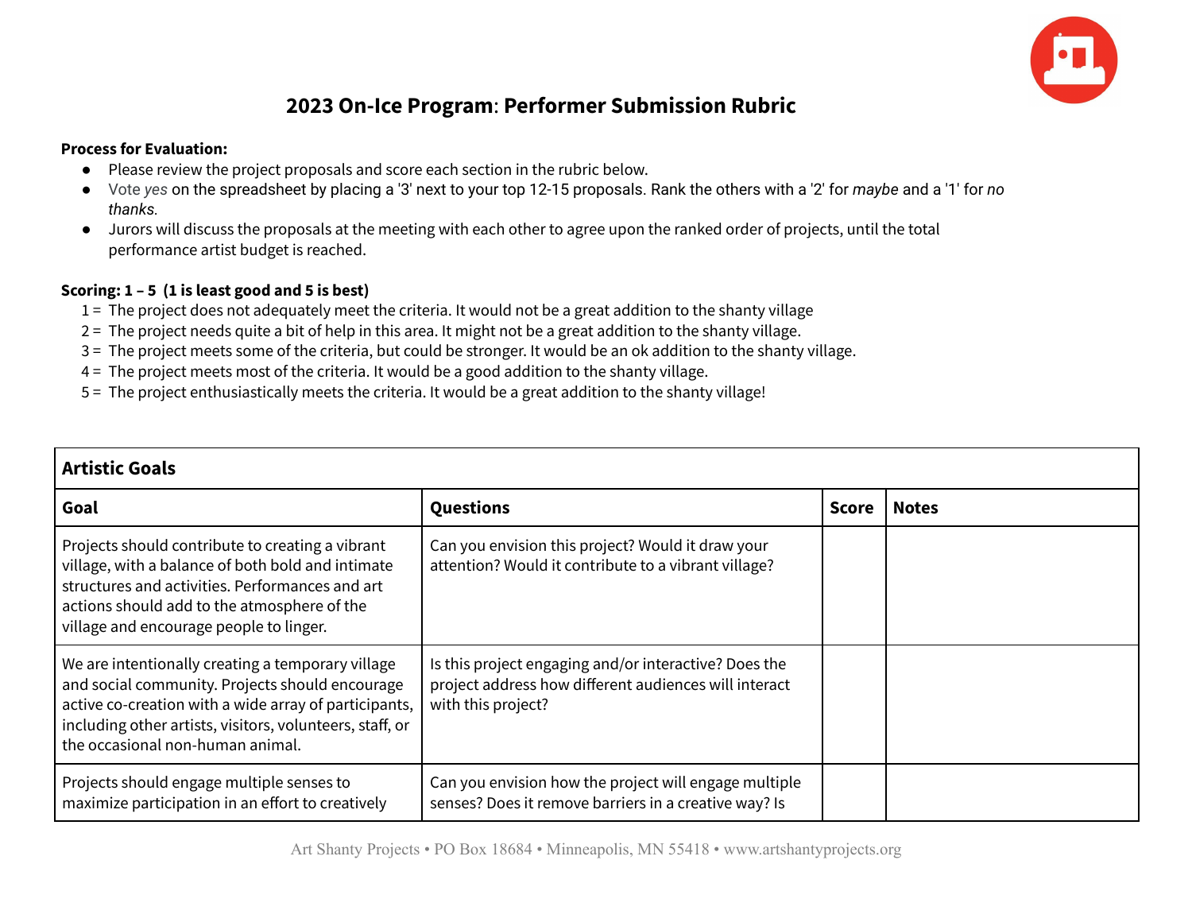# 2023 On-Ice Program: Performer Submission Rubric

**Process for Evaluation:**

- Please review the project proposals and score each section in the rubric below.
- Vote *yes* on the spreadsheet by placing a '3' next to your top 12-15 proposals. Rank the others with a '2' for *maybe* and a '1' for *no thanks.*
- Jurors will discuss the proposals at the meeting with each other to agree upon the ranked order of projects, until the total performance artist budget is reached.

**Scoring: 1 – 5 (1 is least good and 5 is best)**

1 = The project does not adequately meet the criteria. It would not be a great addition to the shanty village
2 = The project needs quite a bit of help in this area. It might not be a great addition to the shanty village.
3 = The project meets some of the criteria, but could be stronger. It would be an ok addition to the shanty village.
4 = The project meets most of the criteria. It would be a good addition to the shanty village.
5 = The project enthusiastically meets the criteria. It would be a great addition to the shanty village!

| **Artistic Goals** | | | |
|---|---|---|---|
| **Goal** | **Questions** | **Score** | **Notes** |
| Projects should contribute to creating a vibrant village, with a balance of both bold and intimate structures and activities. Performances and art actions should add to the atmosphere of the village and encourage people to linger. | Can you envision this project? Would it draw your attention? Would it contribute to a vibrant village? | | |
| We are intentionally creating a temporary village and social community. Projects should encourage active co-creation with a wide array of participants, including other artists, visitors, volunteers, staff, or the occasional non-human animal. | Is this project engaging and/or interactive? Does the project address how different audiences will interact with this project? | | |
| Projects should engage multiple senses to maximize participation in an effort to creatively | Can you envision how the project will engage multiple senses? Does it remove barriers in a creative way? Is | | |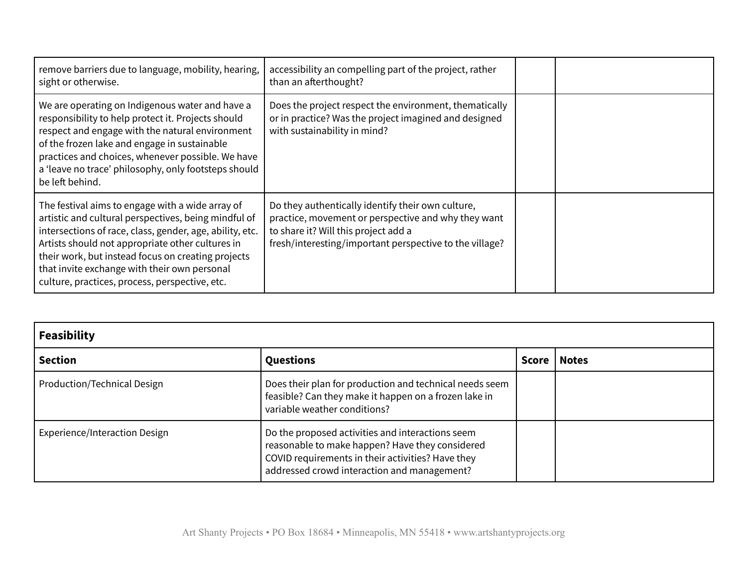| | | | |
|---|---|---|---|
| remove barriers due to language, mobility, hearing, sight or otherwise. | accessibility an compelling part of the project, rather than an afterthought? | | |
| We are operating on Indigenous water and have a responsibility to help protect it. Projects should respect and engage with the natural environment of the frozen lake and engage in sustainable practices and choices, whenever possible. We have a 'leave no trace' philosophy, only footsteps should be left behind. | Does the project respect the environment, thematically or in practice? Was the project imagined and designed with sustainability in mind? | | |
| The festival aims to engage with a wide array of artistic and cultural perspectives, being mindful of intersections of race, class, gender, age, ability, etc. Artists should not appropriate other cultures in their work, but instead focus on creating projects that invite exchange with their own personal culture, practices, process, perspective, etc. | Do they authentically identify their own culture, practice, movement or perspective and why they want to share it? Will this project add a fresh/interesting/important perspective to the village? | | |

| **Feasibility** | | | |
|---|---|---|---|
| **Section** | **Questions** | **Score** | **Notes** |
| Production/Technical Design | Does their plan for production and technical needs seem feasible? Can they make it happen on a frozen lake in variable weather conditions? | | |
| Experience/Interaction Design | Do the proposed activities and interactions seem reasonable to make happen? Have they considered COVID requirements in their activities? Have they addressed crowd interaction and management? | | |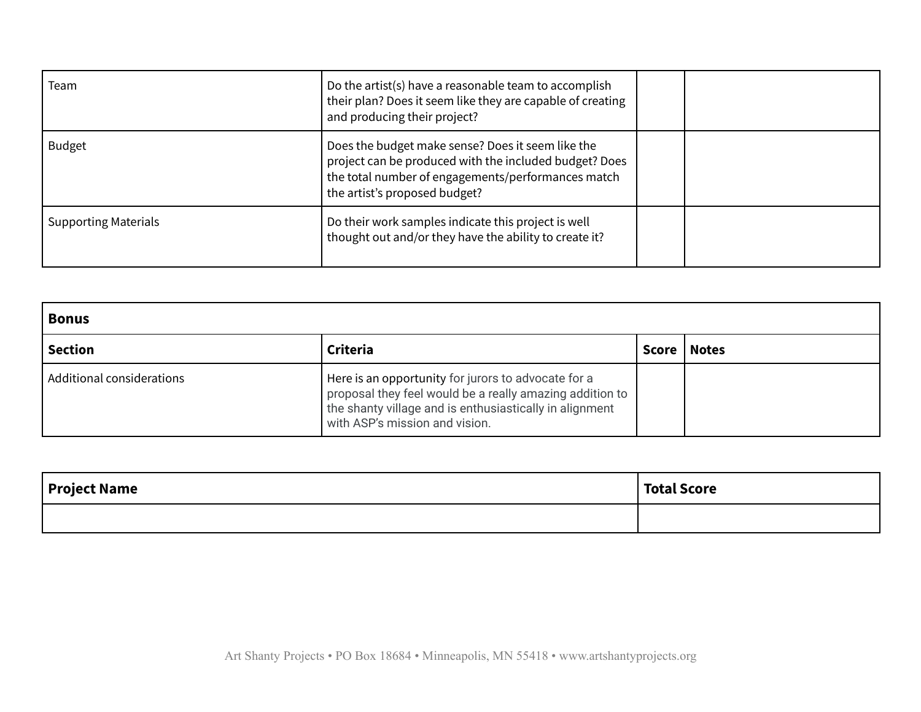| | | | |
|---|---|---|---|
| Team | Do the artist(s) have a reasonable team to accomplish their plan? Does it seem like they are capable of creating and producing their project? | | |
| Budget | Does the budget make sense? Does it seem like the project can be produced with the included budget? Does the total number of engagements/performances match the artist's proposed budget? | | |
| Supporting Materials | Do their work samples indicate this project is well thought out and/or they have the ability to create it? | | |

| **Bonus** | | | |
|---|---|---|---|
| **Section** | **Criteria** | **Score** | **Notes** |
| Additional considerations | Here is an opportunity for jurors to advocate for a proposal they feel would be a really amazing addition to the shanty village and is enthusiastically in alignment with ASP's mission and vision. | | |

| **Project Name** | **Total Score** |
|---|---|
| | |

Art Shanty Projects • PO Box 18684 • Minneapolis, MN 55418 • www.artshantyprojects.org